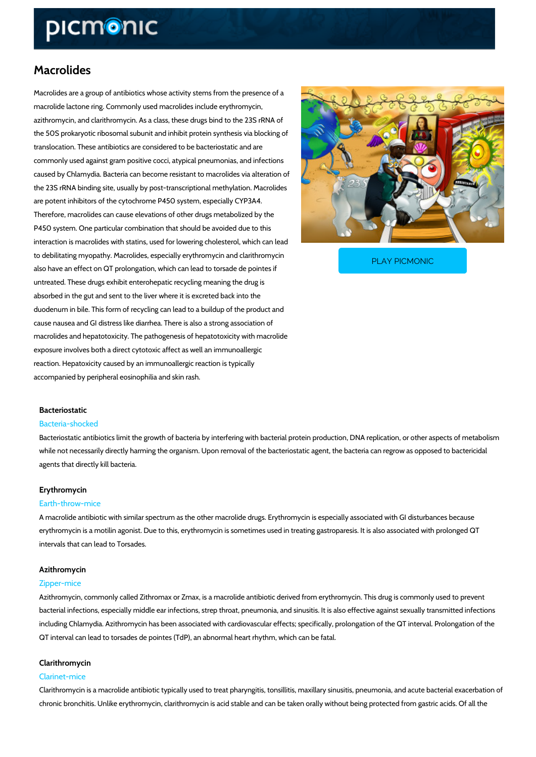# Macrolides

Macrolides are a group of antibiotics whose activity stems from the presence of a macrolide lactone ring. Commonly used macrolides include erythromycin, azithromycin, and clarithromycin. As a class, these drugs bind to the 23S rRNA of the 50S prokaryotic ribosomal subunit and inhibit protein synthesis via blocking of translocation. These antibiotics are considered to be bacteriostatic and are commonly used against gram positive cocci, atypical pneumonias, and infections caused by Chlamydia. Bacteria can become resistant to macrolides via alteration of the 23S rRNA binding site, usually by post-transcriptional methylation. Macrolides are potent inhibitors of the cytochrome P450 system, especially CYP3A4. Therefore, macrolides can cause elevations of other drugs metabolized by the P450 system. One particular combination that should be avoided due to this interaction is macrolides with statins, used for lowering cholesterol, which can lead to debilitating myopathy. Macrolides, especially erythromycin and clarithromycin also have an effect on QT prolongation, which can lead to torsade de pointes if untreated. These drugs exhibit enterohepatic recycling meaning the drug is absorbed in the gut and sent to the liver where it is excreted back into the duodenum in bile. This form of recycling can lead to a buildup of the product and cause nausea and GI distress like diarrhea. There is also a strong association of macrolides and hepatotoxicity. The pathogenesis of hepatotoxicity with macrolide exposure involves both a direct cytotoxic affect as well an immunoallergic reaction. Hepatotoxicity caused by an immunoallergic reaction is typically accompanied by peripheral eosinophilia and skin rash.

PLAY PICMONIC

### Bacteriostatic

Bacteria-shocked

Bacteriostatic antibiotics limit the growth of bacteria by interfering with bacterial protein production, DNA replication, or other aspects of metabolism while not necessarily directly harming the organism. Upon removal of the bacteriostatic agent, the bacteria can regrow as opposed to bactericidal agents that directly kill bacteria.

### Erythromycin

Earth-throw-mice

A macrolide antibiotic with similar spectrum as the other macrolide drugs. Erythromycin is especially associated with GI disturbances because erythromycin is a motilin agonist. Due to this, erythromycin is sometimes used in treating gastroparesis. It is also associated with prolonged QT intervals that can lead to Torsades.

### Azithromycin

Zipper-mice

Azithromycin, commonly called Zithromax or Zmax, is a macrolide antibiotic derived from erythromycin. This drug is commonly used to prevent bacterial infections, especially middle ear infections, strep throat, pneumonia, and sinusitis. It is also effective against sexually transmitted infections including Chlamydia. Azithromycin has been associated with cardiovascular effects; specifically, prolongation of the QT interval. Prolongation of the QT interval can lead to torsades de pointes (TdP), an abnormal heart rhythm, which can be fatal.

### Clarithromycin

Clarinet-mice

Clarithromycin is a macrolide antibiotic typically used to treat pharyngitis, tonsillitis, maxillary sinusitis, pneumonia, and acute bacterial exacerbation of chronic bronchitis. Unlike erythromycin, clarithromycin is acid stable and can be taken orally without being protected from gastric acids. Of all the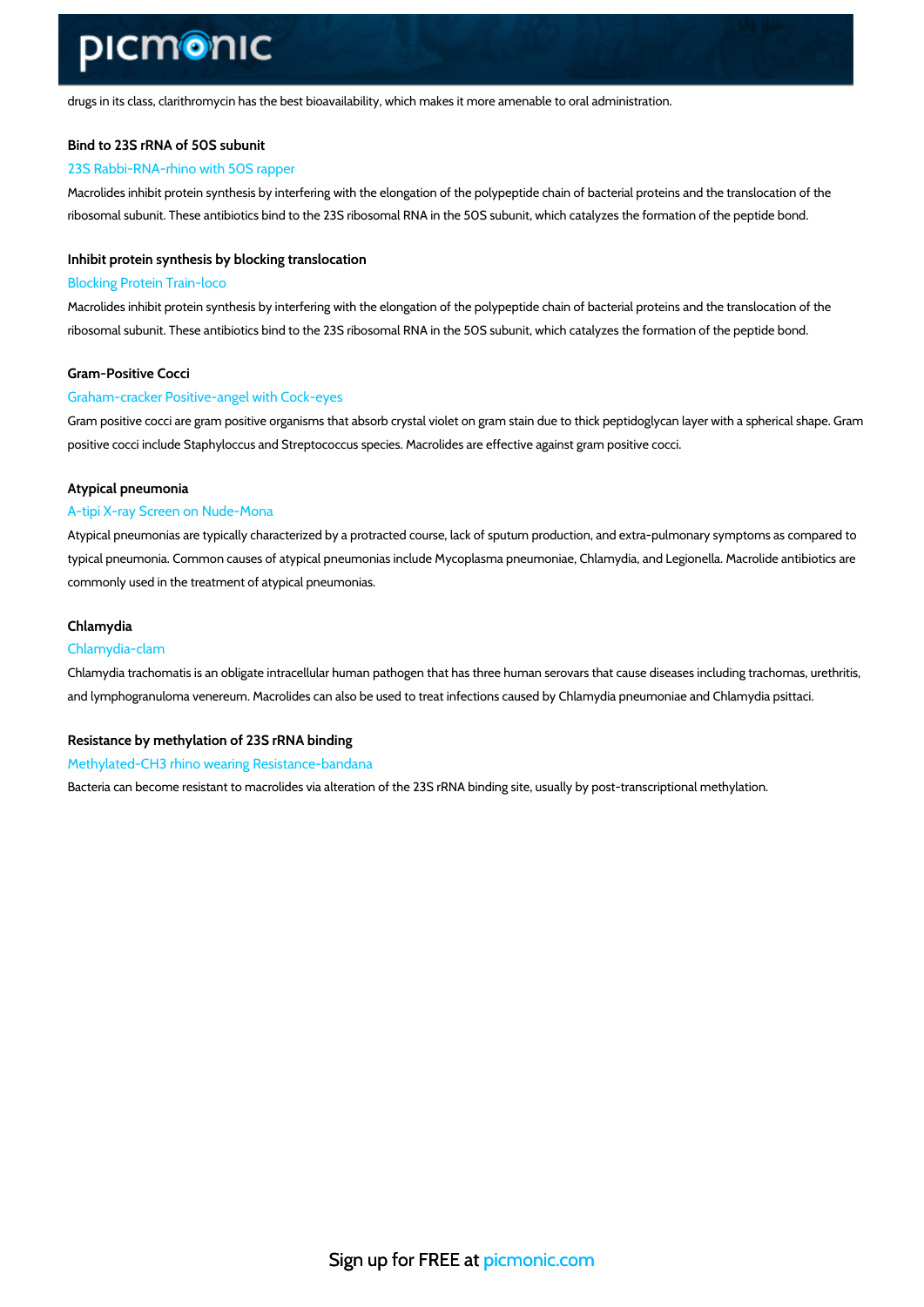drugs in its class, clarithromycin has the best bioavailability, which makes it more amenable to oral administration.

### Bind to 23S rRNA of 50S subunit

23S Rabbi-RNA-rhino with 50S rapper

Macrolides inhibit protein synthesis by interfering with the elongation of the polypeptide chain of bacterial proteins and the translocation of the ribosomal subunit. These antibiotics bind to the 23S ribosomal RNA in the 50S subunit, which catalyzes the formation of the peptide bond.

### Inhibit protein synthesis by blocking translocation

Blocking Protein Train-loco

Macrolides inhibit protein synthesis by interfering with the elongation of the polypeptide chain of bacterial proteins and the translocation of the ribosomal subunit. These antibiotics bind to the 23S ribosomal RNA in the 50S subunit, which catalyzes the formation of the peptide bond.

### Gram-Positive Cocci

Graham-cracker Positive-angel with Cock-eyes

Gram positive cocci are gram positive organisms that absorb crystal violet on gram stain due to thick peptidoglycan layer with a spherical shape. Gram positive cocci include Staphyloccus and Streptococcus species. Macrolides are effective against gram positive cocci.

### Atypical pneumonia

A-tipi X-ray Screen on Nude-Mona

Atypical pneumonias are typically characterized by a protracted course, lack of sputum production, and extra-pulmonary symptoms as compared to typical pneumonia. Common causes of atypical pneumonias include Mycoplasma pneumoniae, Chlamydia, and Legionella. Macrolide antibiotics are commonly used in the treatment of atypical pneumonias.

### Chlamydia

Chlamydia-clam

Chlamydia trachomatis is an obligate intracellular human pathogen that has three human serovars that cause diseases including trachomas, urethritis, and lymphogranuloma venereum. Macrolides can also be used to treat infections caused by Chlamydia pneumoniae and Chlamydia psittaci.

### Resistance by methylation of 23S rRNA binding

Methylated-CH3 rhino wearing Resistance-bandana

Bacteria can become resistant to macrolides via alteration of the 23S rRNA binding site, usually by post-transcriptional methylation.